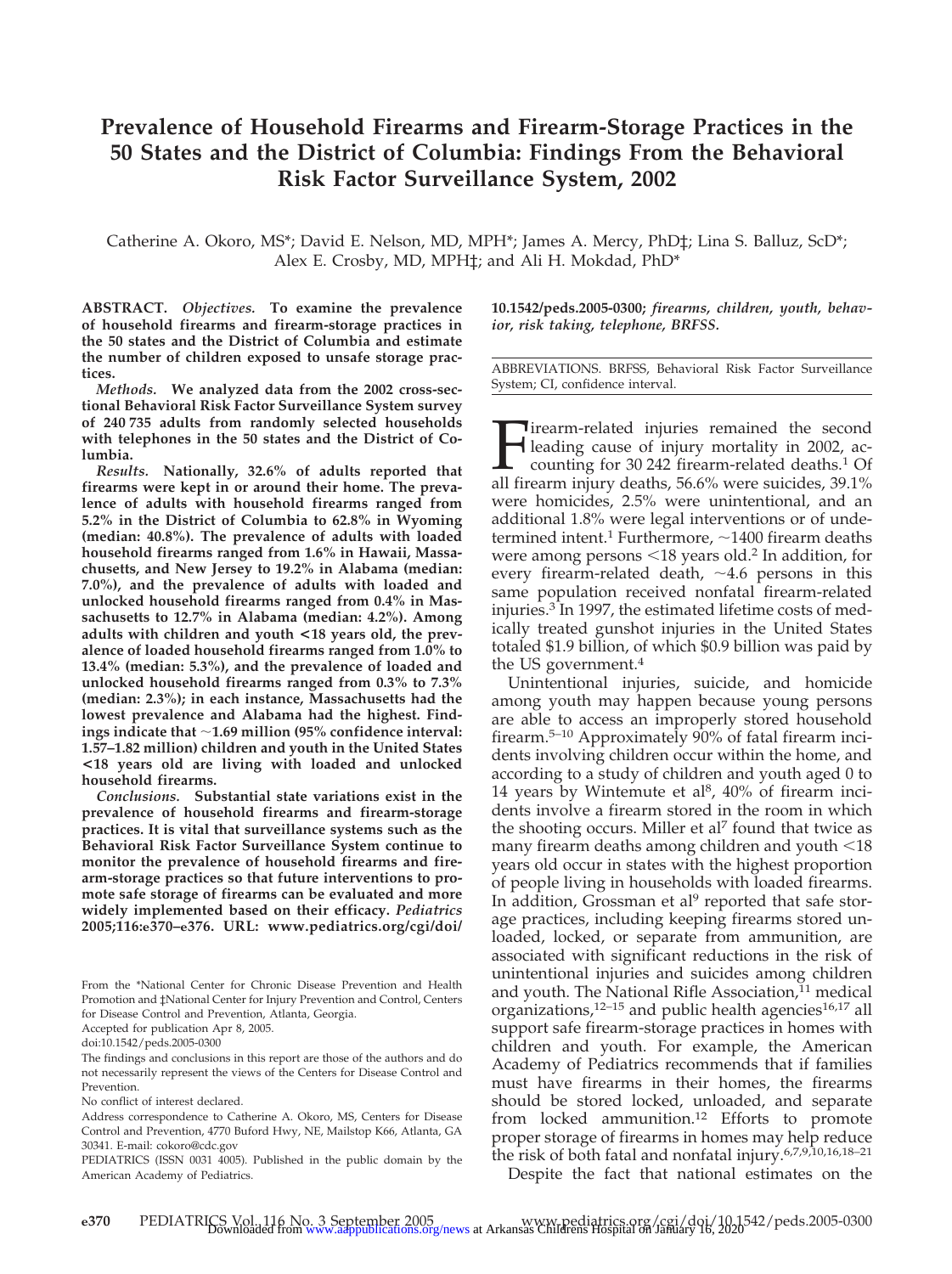# Prevalence of Household Firearms and Firearm-Storage Practices in the 50 States and the District of Columbia: Findings From the Behavioral Risk Factor Surveillance System, 2002

Catherine A. Okoro, MS*; David E. Nelson, MD, MPH*; James A. Mercy, PhD‡; Lina S. Balluz, ScD*; Alex E. Crosby, MD, MPH‡; and Ali H. Mokdad, PhD*

**ABSTRACT.** ***Objectives.*** **To examine the prevalence of household firearms and firearm-storage practices in the 50 states and the District of Columbia and estimate the number of children exposed to unsafe storage practices.**

***Methods.*** **We analyzed data from the 2002 cross-sectional Behavioral Risk Factor Surveillance System survey of 240 735 adults from randomly selected households with telephones in the 50 states and the District of Columbia.**

***Results.*** **Nationally, 32.6% of adults reported that firearms were kept in or around their home. The prevalence of adults with household firearms ranged from 5.2% in the District of Columbia to 62.8% in Wyoming (median: 40.8%). The prevalence of adults with loaded household firearms ranged from 1.6% in Hawaii, Massachusetts, and New Jersey to 19.2% in Alabama (median: 7.0%), and the prevalence of adults with loaded and unlocked household firearms ranged from 0.4% in Massachusetts to 12.7% in Alabama (median: 4.2%). Among adults with children and youth <18 years old, the prevalence of loaded household firearms ranged from 1.0% to 13.4% (median: 5.3%), and the prevalence of loaded and unlocked household firearms ranged from 0.3% to 7.3% (median: 2.3%); in each instance, Massachusetts had the lowest prevalence and Alabama had the highest. Findings indicate that ~1.69 million (95% confidence interval: 1.57–1.82 million) children and youth in the United States <18 years old are living with loaded and unlocked household firearms.**

***Conclusions.*** **Substantial state variations exist in the prevalence of household firearms and firearm-storage practices. It is vital that surveillance systems such as the Behavioral Risk Factor Surveillance System continue to monitor the prevalence of household firearms and firearm-storage practices so that future interventions to promote safe storage of firearms can be evaluated and more widely implemented based on their efficacy.** ***Pediatrics*** **2005;116:e370–e376. URL: www.pediatrics.org/cgi/doi/10.1542/peds.2005-0300;** ***firearms, children, youth, behavior, risk taking, telephone, BRFSS.***

From the *National Center for Chronic Disease Prevention and Health Promotion and ‡National Center for Injury Prevention and Control, Centers for Disease Control and Prevention, Atlanta, Georgia.

Accepted for publication Apr 8, 2005.

doi:10.1542/peds.2005-0300

The findings and conclusions in this report are those of the authors and do not necessarily represent the views of the Centers for Disease Control and Prevention.

No conflict of interest declared.

Address correspondence to Catherine A. Okoro, MS, Centers for Disease Control and Prevention, 4770 Buford Hwy, NE, Mailstop K66, Atlanta, GA 30341. E-mail: cokoro@cdc.gov

PEDIATRICS (ISSN 0031 4005). Published in the public domain by the American Academy of Pediatrics.

ABBREVIATIONS. BRFSS, Behavioral Risk Factor Surveillance System; CI, confidence interval.

Firearm-related injuries remained the second leading cause of injury mortality in 2002, accounting for 30 242 firearm-related deaths.[1] Of all firearm injury deaths, 56.6% were suicides, 39.1% were homicides, 2.5% were unintentional, and an additional 1.8% were legal interventions or of undetermined intent.[1] Furthermore, ~1400 firearm deaths were among persons <18 years old.[2] In addition, for every firearm-related death, ~4.6 persons in this same population received nonfatal firearm-related injuries.[3] In 1997, the estimated lifetime costs of medically treated gunshot injuries in the United States totaled $1.9 billion, of which $0.9 billion was paid by the US government.[4]

Unintentional injuries, suicide, and homicide among youth may happen because young persons are able to access an improperly stored household firearm.[5–10] Approximately 90% of fatal firearm incidents involving children occur within the home, and according to a study of children and youth aged 0 to 14 years by Wintemute et al[8], 40% of firearm incidents involve a firearm stored in the room in which the shooting occurs. Miller et al[7] found that twice as many firearm deaths among children and youth <18 years old occur in states with the highest proportion of people living in households with loaded firearms. In addition, Grossman et al[9] reported that safe storage practices, including keeping firearms stored unloaded, locked, or separate from ammunition, are associated with significant reductions in the risk of unintentional injuries and suicides among children and youth. The National Rifle Association,[11] medical organizations,[12–15] and public health agencies[16,17] all support safe firearm-storage practices in homes with children and youth. For example, the American Academy of Pediatrics recommends that if families must have firearms in their homes, the firearms should be stored locked, unloaded, and separate from locked ammunition.[12] Efforts to promote proper storage of firearms in homes may help reduce the risk of both fatal and nonfatal injury.[6,7,9,10,16,18–21]

Despite the fact that national estimates on the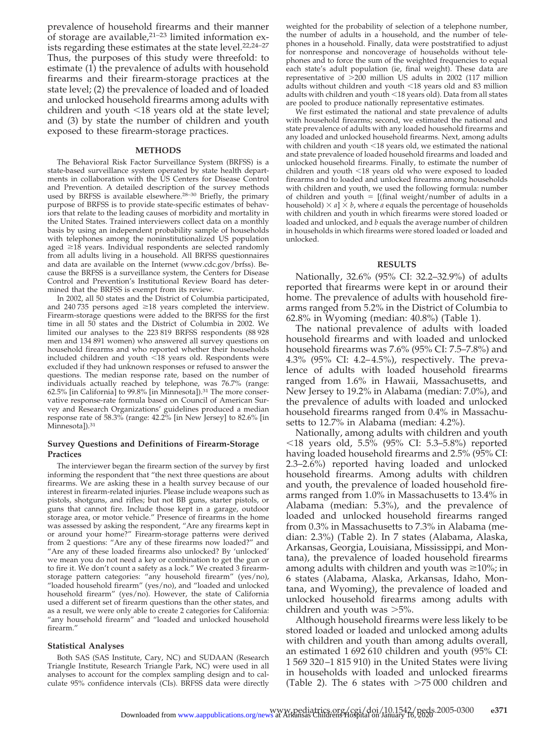prevalence of household firearms and their manner of storage are available,[21–23] limited information exists regarding these estimates at the state level.[22,24–27] Thus, the purposes of this study were threefold: to estimate (1) the prevalence of adults with household firearms and their firearm-storage practices at the state level; (2) the prevalence of loaded and of loaded and unlocked household firearms among adults with children and youth <18 years old at the state level; and (3) by state the number of children and youth exposed to these firearm-storage practices.

## METHODS

The Behavioral Risk Factor Surveillance System (BRFSS) is a state-based surveillance system operated by state health departments in collaboration with the US Centers for Disease Control and Prevention. A detailed description of the survey methods used by BRFSS is available elsewhere.[28–30] Briefly, the primary purpose of BRFSS is to provide state-specific estimates of behaviors that relate to the leading causes of morbidity and mortality in the United States. Trained interviewers collect data on a monthly basis by using an independent probability sample of households with telephones among the noninstitutionalized US population aged ≥18 years. Individual respondents are selected randomly from all adults living in a household. All BRFSS questionnaires and data are available on the Internet (www.cdc.gov/brfss). Because the BRFSS is a surveillance system, the Centers for Disease Control and Prevention's Institutional Review Board has determined that the BRFSS is exempt from its review.

In 2002, all 50 states and the District of Columbia participated, and 240 735 persons aged ≥18 years completed the interview. Firearm-storage questions were added to the BRFSS for the first time in all 50 states and the District of Columbia in 2002. We limited our analyses to the 223 819 BRFSS respondents (88 928 men and 134 891 women) who answered all survey questions on household firearms and who reported whether their households included children and youth <18 years old. Respondents were excluded if they had unknown responses or refused to answer the questions. The median response rate, based on the number of individuals actually reached by telephone, was 76.7% (range: 62.5% [in California] to 99.8% [in Minnesota]).[31] The more conservative response-rate formula based on Council of American Survey and Research Organizations' guidelines produced a median response rate of 58.3% (range: 42.2% [in New Jersey] to 82.6% [in Minnesota]).[31]

### Survey Questions and Definitions of Firearm-Storage Practices

The interviewer began the firearm section of the survey by first informing the respondent that "the next three questions are about firearms. We are asking these in a health survey because of our interest in firearm-related injuries. Please include weapons such as pistols, shotguns, and rifles; but not BB guns, starter pistols, or guns that cannot fire. Include those kept in a garage, outdoor storage area, or motor vehicle." Presence of firearms in the home was assessed by asking the respondent, "Are any firearms kept in or around your home?" Firearm-storage patterns were derived from 2 questions: "Are any of these firearms now loaded?" and "Are any of these loaded firearms also unlocked? By 'unlocked' we mean you do not need a key or combination to get the gun or to fire it. We don't count a safety as a lock." We created 3 firearm-storage pattern categories: "any household firearm" (yes/no), "loaded household firearm" (yes/no), and "loaded and unlocked household firearm" (yes/no). However, the state of California used a different set of firearm questions than the other states, and as a result, we were only able to create 2 categories for California: "any household firearm" and "loaded and unlocked household firearm."

### Statistical Analyses

Both SAS (SAS Institute, Cary, NC) and SUDAAN (Research Triangle Institute, Research Triangle Park, NC) were used in all analyses to account for the complex sampling design and to calculate 95% confidence intervals (CIs). BRFSS data were directly weighted for the probability of selection of a telephone number, the number of adults in a household, and the number of telephones in a household. Finally, data were poststratified to adjust for nonresponse and noncoverage of households without telephones and to force the sum of the weighted frequencies to equal each state's adult population (ie, final weight). These data are representative of >200 million US adults in 2002 (117 million adults without children and youth <18 years old and 83 million adults with children and youth <18 years old). Data from all states are pooled to produce nationally representative estimates.

We first estimated the national and state prevalence of adults with household firearms; second, we estimated the national and state prevalence of adults with any loaded household firearms and any loaded and unlocked household firearms. Next, among adults with children and youth <18 years old, we estimated the national and state prevalence of loaded household firearms and loaded and unlocked household firearms. Finally, to estimate the number of children and youth <18 years old who were exposed to loaded firearms and to loaded and unlocked firearms among households with children and youth, we used the following formula: number of children and youth = [(final weight/number of adults in a household) × *a*] × *b*, where *a* equals the percentage of households with children and youth in which firearms were stored loaded or loaded and unlocked, and *b* equals the average number of children in households in which firearms were stored loaded or loaded and unlocked.

## RESULTS

Nationally, 32.6% (95% CI: 32.2–32.9%) of adults reported that firearms were kept in or around their home. The prevalence of adults with household firearms ranged from 5.2% in the District of Columbia to 62.8% in Wyoming (median: 40.8%) (Table 1).

The national prevalence of adults with loaded household firearms and with loaded and unlocked household firearms was 7.6% (95% CI: 7.5–7.8%) and 4.3% (95% CI: 4.2–4.5%), respectively. The prevalence of adults with loaded household firearms ranged from 1.6% in Hawaii, Massachusetts, and New Jersey to 19.2% in Alabama (median: 7.0%), and the prevalence of adults with loaded and unlocked household firearms ranged from 0.4% in Massachusetts to 12.7% in Alabama (median: 4.2%).

Nationally, among adults with children and youth <18 years old, 5.5% (95% CI: 5.3–5.8%) reported having loaded household firearms and 2.5% (95% CI: 2.3–2.6%) reported having loaded and unlocked household firearms. Among adults with children and youth, the prevalence of loaded household firearms ranged from 1.0% in Massachusetts to 13.4% in Alabama (median: 5.3%), and the prevalence of loaded and unlocked household firearms ranged from 0.3% in Massachusetts to 7.3% in Alabama (median: 2.3%) (Table 2). In 7 states (Alabama, Alaska, Arkansas, Georgia, Louisiana, Mississippi, and Montana), the prevalence of loaded household firearms among adults with children and youth was ≥10%; in 6 states (Alabama, Alaska, Arkansas, Idaho, Montana, and Wyoming), the prevalence of loaded and unlocked household firearms among adults with children and youth was >5%.

Although household firearms were less likely to be stored loaded or loaded and unlocked among adults with children and youth than among adults overall, an estimated 1 692 610 children and youth (95% CI: 1 569 320–1 815 910) in the United States were living in households with loaded and unlocked firearms (Table 2). The 6 states with >75 000 children and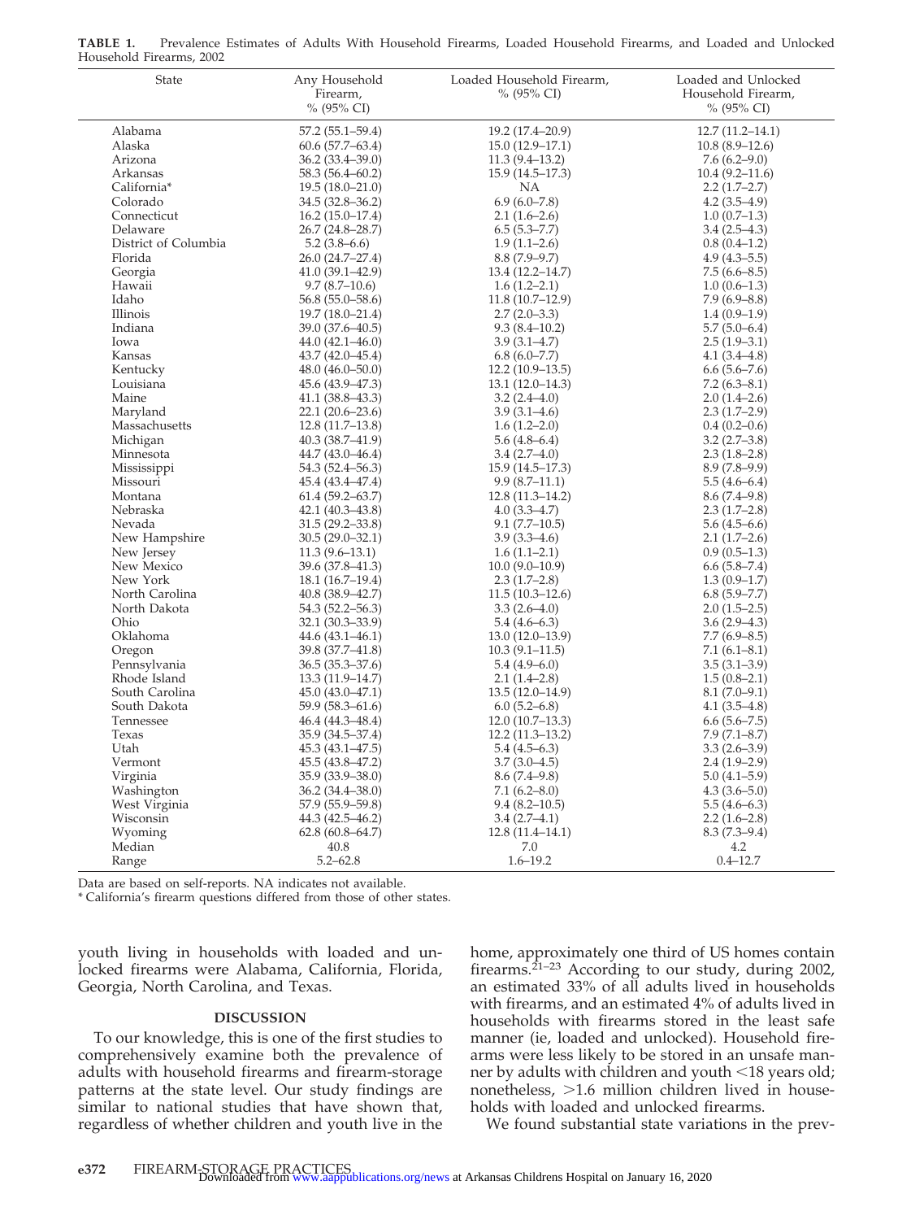**TABLE 1.** Prevalence Estimates of Adults With Household Firearms, Loaded Household Firearms, and Loaded and Unlocked Household Firearms, 2002

| State | Any Household Firearm, % (95% CI) | Loaded Household Firearm, % (95% CI) | Loaded and Unlocked Household Firearm, % (95% CI) |
|---|---|---|---|
| Alabama | 57.2 (55.1–59.4) | 19.2 (17.4–20.9) | 12.7 (11.2–14.1) |
| Alaska | 60.6 (57.7–63.4) | 15.0 (12.9–17.1) | 10.8 (8.9–12.6) |
| Arizona | 36.2 (33.4–39.0) | 11.3 (9.4–13.2) | 7.6 (6.2–9.0) |
| Arkansas | 58.3 (56.4–60.2) | 15.9 (14.5–17.3) | 10.4 (9.2–11.6) |
| California* | 19.5 (18.0–21.0) | NA | 2.2 (1.7–2.7) |
| Colorado | 34.5 (32.8–36.2) | 6.9 (6.0–7.8) | 4.2 (3.5–4.9) |
| Connecticut | 16.2 (15.0–17.4) | 2.1 (1.6–2.6) | 1.0 (0.7–1.3) |
| Delaware | 26.7 (24.8–28.7) | 6.5 (5.3–7.7) | 3.4 (2.5–4.3) |
| District of Columbia | 5.2 (3.8–6.6) | 1.9 (1.1–2.6) | 0.8 (0.4–1.2) |
| Florida | 26.0 (24.7–27.4) | 8.8 (7.9–9.7) | 4.9 (4.3–5.5) |
| Georgia | 41.0 (39.1–42.9) | 13.4 (12.2–14.7) | 7.5 (6.6–8.5) |
| Hawaii | 9.7 (8.7–10.6) | 1.6 (1.2–2.1) | 1.0 (0.6–1.3) |
| Idaho | 56.8 (55.0–58.6) | 11.8 (10.7–12.9) | 7.9 (6.9–8.8) |
| Illinois | 19.7 (18.0–21.4) | 2.7 (2.0–3.3) | 1.4 (0.9–1.9) |
| Indiana | 39.0 (37.6–40.5) | 9.3 (8.4–10.2) | 5.7 (5.0–6.4) |
| Iowa | 44.0 (42.1–46.0) | 3.9 (3.1–4.7) | 2.5 (1.9–3.1) |
| Kansas | 43.7 (42.0–45.4) | 6.8 (6.0–7.7) | 4.1 (3.4–4.8) |
| Kentucky | 48.0 (46.0–50.0) | 12.2 (10.9–13.5) | 6.6 (5.6–7.6) |
| Louisiana | 45.6 (43.9–47.3) | 13.1 (12.0–14.3) | 7.2 (6.3–8.1) |
| Maine | 41.1 (38.8–43.3) | 3.2 (2.4–4.0) | 2.0 (1.4–2.6) |
| Maryland | 22.1 (20.6–23.6) | 3.9 (3.1–4.6) | 2.3 (1.7–2.9) |
| Massachusetts | 12.8 (11.7–13.8) | 1.6 (1.2–2.0) | 0.4 (0.2–0.6) |
| Michigan | 40.3 (38.7–41.9) | 5.6 (4.8–6.4) | 3.2 (2.7–3.8) |
| Minnesota | 44.7 (43.0–46.4) | 3.4 (2.7–4.0) | 2.3 (1.8–2.8) |
| Mississippi | 54.3 (52.4–56.3) | 15.9 (14.5–17.3) | 8.9 (7.8–9.9) |
| Missouri | 45.4 (43.4–47.4) | 9.9 (8.7–11.1) | 5.5 (4.6–6.4) |
| Montana | 61.4 (59.2–63.7) | 12.8 (11.3–14.2) | 8.6 (7.4–9.8) |
| Nebraska | 42.1 (40.3–43.8) | 4.0 (3.3–4.7) | 2.3 (1.7–2.8) |
| Nevada | 31.5 (29.2–33.8) | 9.1 (7.7–10.5) | 5.6 (4.5–6.6) |
| New Hampshire | 30.5 (29.0–32.1) | 3.9 (3.3–4.6) | 2.1 (1.7–2.6) |
| New Jersey | 11.3 (9.6–13.1) | 1.6 (1.1–2.1) | 0.9 (0.5–1.3) |
| New Mexico | 39.6 (37.8–41.3) | 10.0 (9.0–10.9) | 6.6 (5.8–7.4) |
| New York | 18.1 (16.7–19.4) | 2.3 (1.7–2.8) | 1.3 (0.9–1.7) |
| North Carolina | 40.8 (38.9–42.7) | 11.5 (10.3–12.6) | 6.8 (5.9–7.7) |
| North Dakota | 54.3 (52.2–56.3) | 3.3 (2.6–4.0) | 2.0 (1.5–2.5) |
| Ohio | 32.1 (30.3–33.9) | 5.4 (4.6–6.3) | 3.6 (2.9–4.3) |
| Oklahoma | 44.6 (43.1–46.1) | 13.0 (12.0–13.9) | 7.7 (6.9–8.5) |
| Oregon | 39.8 (37.7–41.8) | 10.3 (9.1–11.5) | 7.1 (6.1–8.1) |
| Pennsylvania | 36.5 (35.3–37.6) | 5.4 (4.9–6.0) | 3.5 (3.1–3.9) |
| Rhode Island | 13.3 (11.9–14.7) | 2.1 (1.4–2.8) | 1.5 (0.8–2.1) |
| South Carolina | 45.0 (43.0–47.1) | 13.5 (12.0–14.9) | 8.1 (7.0–9.1) |
| South Dakota | 59.9 (58.3–61.6) | 6.0 (5.2–6.8) | 4.1 (3.5–4.8) |
| Tennessee | 46.4 (44.3–48.4) | 12.0 (10.7–13.3) | 6.6 (5.6–7.5) |
| Texas | 35.9 (34.5–37.4) | 12.2 (11.3–13.2) | 7.9 (7.1–8.7) |
| Utah | 45.3 (43.1–47.5) | 5.4 (4.5–6.3) | 3.3 (2.6–3.9) |
| Vermont | 45.5 (43.8–47.2) | 3.7 (3.0–4.5) | 2.4 (1.9–2.9) |
| Virginia | 35.9 (33.9–38.0) | 8.6 (7.4–9.8) | 5.0 (4.1–5.9) |
| Washington | 36.2 (34.4–38.0) | 7.1 (6.2–8.0) | 4.3 (3.6–5.0) |
| West Virginia | 57.9 (55.9–59.8) | 9.4 (8.2–10.5) | 5.5 (4.6–6.3) |
| Wisconsin | 44.3 (42.5–46.2) | 3.4 (2.7–4.1) | 2.2 (1.6–2.8) |
| Wyoming | 62.8 (60.8–64.7) | 12.8 (11.4–14.1) | 8.3 (7.3–9.4) |
| Median | 40.8 | 7.0 | 4.2 |
| Range | 5.2–62.8 | 1.6–19.2 | 0.4–12.7 |

Data are based on self-reports. NA indicates not available.

* California's firearm questions differed from those of other states.

youth living in households with loaded and unlocked firearms were Alabama, California, Florida, Georgia, North Carolina, and Texas.

## DISCUSSION

To our knowledge, this is one of the first studies to comprehensively examine both the prevalence of adults with household firearms and firearm-storage patterns at the state level. Our study findings are similar to national studies that have shown that, regardless of whether children and youth live in the home, approximately one third of US homes contain firearms.[21–23] According to our study, during 2002, an estimated 33% of all adults lived in households with firearms, and an estimated 4% of adults lived in households with firearms stored in the least safe manner (ie, loaded and unlocked). Household firearms were less likely to be stored in an unsafe manner by adults with children and youth <18 years old; nonetheless, >1.6 million children lived in households with loaded and unlocked firearms.

We found substantial state variations in the prev-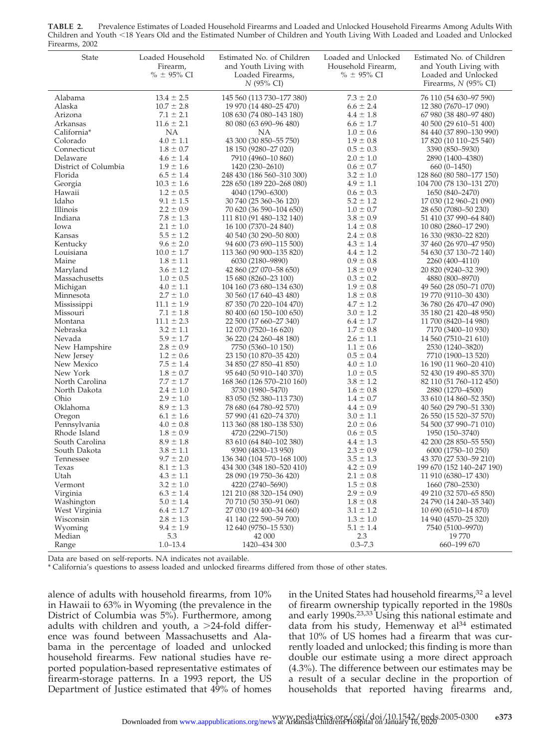**TABLE 2.** Prevalence Estimates of Loaded Household Firearms and Loaded and Unlocked Household Firearms Among Adults With Children and Youth <18 Years Old and the Estimated Number of Children and Youth Living With Loaded and Loaded and Unlocked Firearms, 2002

| State | Loaded Household Firearm, % ± 95% CI | Estimated No. of Children and Youth Living with Loaded Firearms, *N* (95% CI) | Loaded and Unlocked Household Firearm, % ± 95% CI | Estimated No. of Children and Youth Living with Loaded and Unlocked Firearms, *N* (95% CI) |
|---|---|---|---|---|
| Alabama | 13.4 ± 2.5 | 145 560 (113 730–177 380) | 7.3 ± 2.0 | 76 110 (54 630–97 590) |
| Alaska | 10.7 ± 2.8 | 19 970 (14 480–25 470) | 6.6 ± 2.4 | 12 380 (7670–17 090) |
| Arizona | 7.1 ± 2.1 | 108 630 (74 080–143 180) | 4.4 ± 1.8 | 67 980 (38 480–97 480) |
| Arkansas | 11.6 ± 2.1 | 80 080 (63 690–96 480) | 6.6 ± 1.7 | 40 500 (29 610–51 400) |
| California* | NA | NA | 1.0 ± 0.6 | 84 440 (37 890–130 990) |
| Colorado | 4.0 ± 1.1 | 43 300 (30 850–55 750) | 1.9 ± 0.8 | 17 820 (10 110–25 540) |
| Connecticut | 1.8 ± 0.7 | 18 150 (9280–27 020) | 0.5 ± 0.3 | 3390 (850–5930) |
| Delaware | 4.6 ± 1.4 | 7910 (4960–10 860) | 2.0 ± 1.0 | 2890 (1400–4380) |
| District of Columbia | 1.9 ± 1.6 | 1420 (230–2610) | 0.6 ± 0.7 | 660 (0–1450) |
| Florida | 6.5 ± 1.4 | 248 430 (186 560–310 300) | 3.2 ± 1.0 | 128 860 (80 580–177 150) |
| Georgia | 10.3 ± 1.6 | 228 650 (189 220–268 080) | 4.9 ± 1.1 | 104 700 (78 130–131 270) |
| Hawaii | 1.2 ± 0.5 | 4040 (1790–6300) | 0.6 ± 0.3 | 1650 (840–2470) |
| Idaho | 9.1 ± 1.5 | 30 740 (25 360–36 120) | 5.2 ± 1.2 | 17 030 (12 960–21 090) |
| Illinois | 2.2 ± 0.9 | 70 620 (36 590–104 650) | 1.0 ± 0.7 | 28 650 (7080–50 230) |
| Indiana | 7.8 ± 1.3 | 111 810 (91 480–132 140) | 3.8 ± 0.9 | 51 410 (37 990–64 840) |
| Iowa | 2.1 ± 1.0 | 16 100 (7370–24 840) | 1.4 ± 0.8 | 10 080 (2860–17 290) |
| Kansas | 5.5 ± 1.2 | 40 540 (30 290–50 800) | 2.4 ± 0.8 | 16 330 (9830–22 820) |
| Kentucky | 9.6 ± 2.0 | 94 600 (73 690–115 500) | 4.3 ± 1.4 | 37 460 (26 970–47 950) |
| Louisiana | 10.0 ± 1.7 | 113 360 (90 900–135 820) | 4.4 ± 1.2 | 54 630 (37 130–72 140) |
| Maine | 1.8 ± 1.1 | 6030 (2180–9890) | 0.9 ± 0.8 | 2260 (400–4110) |
| Maryland | 3.6 ± 1.2 | 42 860 (27 070–58 650) | 1.8 ± 0.9 | 20 820 (9240–32 390) |
| Massachusetts | 1.0 ± 0.5 | 15 680 (8260–23 100) | 0.3 ± 0.2 | 4880 (800–8970) |
| Michigan | 4.0 ± 1.1 | 104 160 (73 680–134 630) | 1.9 ± 0.8 | 49 560 (28 050–71 070) |
| Minnesota | 2.7 ± 1.0 | 30 560 (17 640–43 480) | 1.8 ± 0.8 | 19 770 (9110–30 430) |
| Mississippi | 11.1 ± 1.9 | 87 350 (70 220–104 470) | 4.7 ± 1.2 | 36 780 (26 470–47 090) |
| Missouri | 7.1 ± 1.8 | 80 400 (60 150–100 650) | 3.0 ± 1.2 | 35 180 (21 420–48 950) |
| Montana | 11.1 ± 2.3 | 22 500 (17 660–27 340) | 6.4 ± 1.7 | 11 700 (8420–14 980) |
| Nebraska | 3.2 ± 1.1 | 12 070 (7520–16 620) | 1.7 ± 0.8 | 7170 (3400–10 930) |
| Nevada | 5.9 ± 1.7 | 36 220 (24 260–48 180) | 2.6 ± 1.1 | 14 560 (7510–21 610) |
| New Hampshire | 2.8 ± 0.9 | 7750 (5360–10 150) | 1.1 ± 0.6 | 2530 (1240–3820) |
| New Jersey | 1.2 ± 0.6 | 23 150 (10 870–35 420) | 0.5 ± 0.4 | 7710 (1900–13 520) |
| New Mexico | 7.5 ± 1.4 | 34 850 (27 850–41 850) | 4.0 ± 1.0 | 16 190 (11 960–20 410) |
| New York | 1.8 ± 0.7 | 95 640 (50 910–140 370) | 1.0 ± 0.5 | 52 430 (19 490–85 370) |
| North Carolina | 7.7 ± 1.7 | 168 360 (126 570–210 160) | 3.8 ± 1.2 | 82 110 (51 760–112 450) |
| North Dakota | 2.4 ± 1.0 | 3730 (1980–5470) | 1.6 ± 0.8 | 2880 (1270–4500) |
| Ohio | 2.9 ± 1.0 | 83 050 (52 380–113 730) | 1.4 ± 0.7 | 33 610 (14 860–52 350) |
| Oklahoma | 8.9 ± 1.3 | 78 680 (64 780–92 570) | 4.4 ± 0.9 | 40 560 (29 790–51 330) |
| Oregon | 6.1 ± 1.6 | 57 990 (41 620–74 370) | 3.0 ± 1.1 | 26 550 (15 520–37 570) |
| Pennsylvania | 4.0 ± 0.8 | 113 360 (88 180–138 530) | 2.0 ± 0.6 | 54 500 (37 990–71 010) |
| Rhode Island | 1.8 ± 0.9 | 4720 (2290–7150) | 0.6 ± 0.5 | 1950 (150–3740) |
| South Carolina | 8.9 ± 1.8 | 83 610 (64 840–102 380) | 4.4 ± 1.3 | 42 200 (28 850–55 550) |
| South Dakota | 3.8 ± 1.1 | 9390 (4830–13 950) | 2.3 ± 0.9 | 6000 (1750–10 250) |
| Tennessee | 9.7 ± 2.0 | 136 340 (104 570–168 100) | 3.5 ± 1.3 | 43 370 (27 530–59 210) |
| Texas | 8.1 ± 1.3 | 434 300 (348 180–520 410) | 4.2 ± 0.9 | 199 670 (152 140–247 190) |
| Utah | 4.3 ± 1.1 | 28 090 (19 750–36 420) | 2.1 ± 0.8 | 11 910 (6380–17 430) |
| Vermont | 3.2 ± 1.0 | 4220 (2740–5690) | 1.5 ± 0.8 | 1660 (780–2530) |
| Virginia | 6.3 ± 1.4 | 121 210 (88 320–154 090) | 2.9 ± 0.9 | 49 210 (32 570–65 850) |
| Washington | 5.0 ± 1.4 | 70 710 (50 350–91 060) | 1.8 ± 0.8 | 24 790 (14 240–35 340) |
| West Virginia | 6.4 ± 1.7 | 27 030 (19 400–34 660) | 3.1 ± 1.2 | 10 690 (6510–14 870) |
| Wisconsin | 2.8 ± 1.3 | 41 140 (22 590–59 700) | 1.3 ± 1.0 | 14 940 (4570–25 320) |
| Wyoming | 9.4 ± 1.9 | 12 640 (9750–15 530) | 5.1 ± 1.4 | 7540 (5100–9970) |
| Median | 5.3 | 42 000 | 2.3 | 19 770 |
| Range | 1.0–13.4 | 1420–434 300 | 0.3–7.3 | 660–199 670 |

Data are based on self-reports. NA indicates not available.

\* California's questions to assess loaded and unlocked firearms differed from those of other states.

alence of adults with household firearms, from 10% in Hawaii to 63% in Wyoming (the prevalence in the District of Columbia was 5%). Furthermore, among adults with children and youth, a >24-fold difference was found between Massachusetts and Alabama in the percentage of loaded and unlocked household firearms. Few national studies have reported population-based representative estimates of firearm-storage patterns. In a 1993 report, the US Department of Justice estimated that 49% of homes in the United States had household firearms,[32] a level of firearm ownership typically reported in the 1980s and early 1990s.[23,33] Using this national estimate and data from his study, Hemenway et al[34] estimated that 10% of US homes had a firearm that was currently loaded and unlocked; this finding is more than double our estimate using a more direct approach (4.3%). The difference between our estimates may be a result of a secular decline in the proportion of households that reported having firearms and,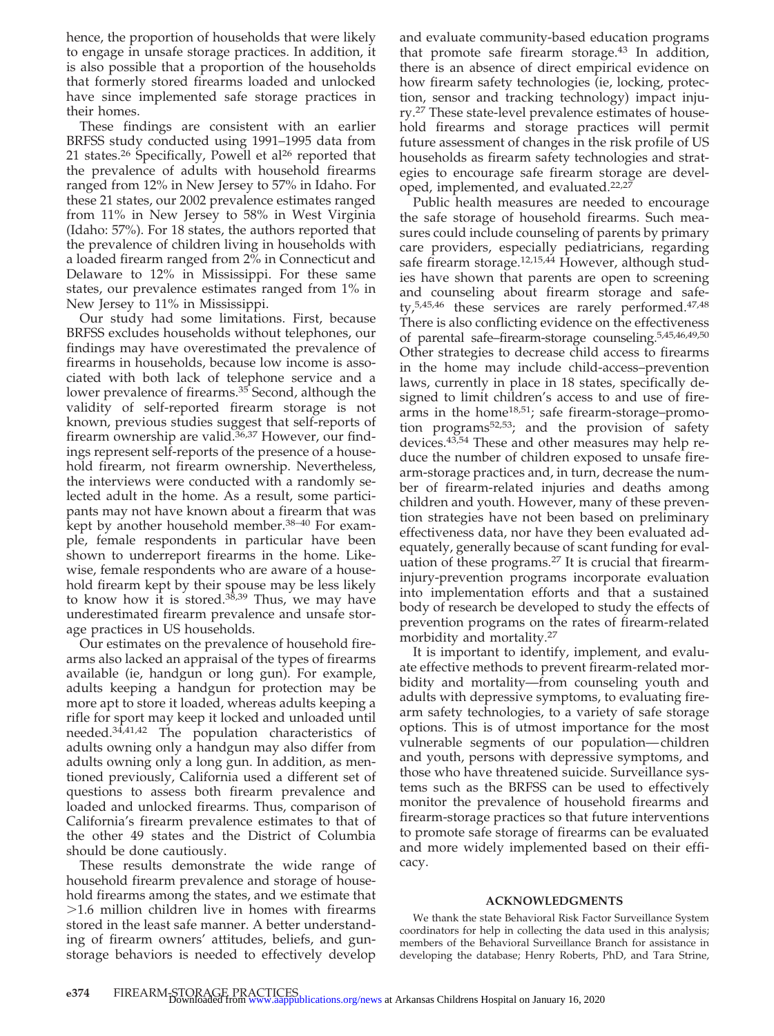hence, the proportion of households that were likely to engage in unsafe storage practices. In addition, it is also possible that a proportion of the households that formerly stored firearms loaded and unlocked have since implemented safe storage practices in their homes.

These findings are consistent with an earlier BRFSS study conducted using 1991–1995 data from 21 states.[26] Specifically, Powell et al[26] reported that the prevalence of adults with household firearms ranged from 12% in New Jersey to 57% in Idaho. For these 21 states, our 2002 prevalence estimates ranged from 11% in New Jersey to 58% in West Virginia (Idaho: 57%). For 18 states, the authors reported that the prevalence of children living in households with a loaded firearm ranged from 2% in Connecticut and Delaware to 12% in Mississippi. For these same states, our prevalence estimates ranged from 1% in New Jersey to 11% in Mississippi.

Our study had some limitations. First, because BRFSS excludes households without telephones, our findings may have overestimated the prevalence of firearms in households, because low income is associated with both lack of telephone service and a lower prevalence of firearms.[35] Second, although the validity of self-reported firearm storage is not known, previous studies suggest that self-reports of firearm ownership are valid.[36,37] However, our findings represent self-reports of the presence of a household firearm, not firearm ownership. Nevertheless, the interviews were conducted with a randomly selected adult in the home. As a result, some participants may not have known about a firearm that was kept by another household member.[38–40] For example, female respondents in particular have been shown to underreport firearms in the home. Likewise, female respondents who are aware of a household firearm kept by their spouse may be less likely to know how it is stored.[38,39] Thus, we may have underestimated firearm prevalence and unsafe storage practices in US households.

Our estimates on the prevalence of household firearms also lacked an appraisal of the types of firearms available (ie, handgun or long gun). For example, adults keeping a handgun for protection may be more apt to store it loaded, whereas adults keeping a rifle for sport may keep it locked and unloaded until needed.[34,41,42] The population characteristics of adults owning only a handgun may also differ from adults owning only a long gun. In addition, as mentioned previously, California used a different set of questions to assess both firearm prevalence and loaded and unlocked firearms. Thus, comparison of California's firearm prevalence estimates to that of the other 49 states and the District of Columbia should be done cautiously.

These results demonstrate the wide range of household firearm prevalence and storage of household firearms among the states, and we estimate that >1.6 million children live in homes with firearms stored in the least safe manner. A better understanding of firearm owners' attitudes, beliefs, and gun-storage behaviors is needed to effectively develop and evaluate community-based education programs that promote safe firearm storage.[43] In addition, there is an absence of direct empirical evidence on how firearm safety technologies (ie, locking, protection, sensor and tracking technology) impact injury.[27] These state-level prevalence estimates of household firearms and storage practices will permit future assessment of changes in the risk profile of US households as firearm safety technologies and strategies to encourage safe firearm storage are developed, implemented, and evaluated.[22,27]

Public health measures are needed to encourage the safe storage of household firearms. Such measures could include counseling of parents by primary care providers, especially pediatricians, regarding safe firearm storage.[12,15,44] However, although studies have shown that parents are open to screening and counseling about firearm storage and safety,[5,45,46] these services are rarely performed.[47,48] There is also conflicting evidence on the effectiveness of parental safe–firearm-storage counseling.[5,45,46,49,50] Other strategies to decrease child access to firearms in the home may include child-access–prevention laws, currently in place in 18 states, specifically designed to limit children's access to and use of firearms in the home[18,51]; safe firearm-storage–promotion programs[52,53]; and the provision of safety devices.[43,54] These and other measures may help reduce the number of children exposed to unsafe firearm-storage practices and, in turn, decrease the number of firearm-related injuries and deaths among children and youth. However, many of these prevention strategies have not been based on preliminary effectiveness data, nor have they been evaluated adequately, generally because of scant funding for evaluation of these programs.[27] It is crucial that firearm-injury-prevention programs incorporate evaluation into implementation efforts and that a sustained body of research be developed to study the effects of prevention programs on the rates of firearm-related morbidity and mortality.[27]

It is important to identify, implement, and evaluate effective methods to prevent firearm-related morbidity and mortality—from counseling youth and adults with depressive symptoms, to evaluating firearm safety technologies, to a variety of safe storage options. This is of utmost importance for the most vulnerable segments of our population—children and youth, persons with depressive symptoms, and those who have threatened suicide. Surveillance systems such as the BRFSS can be used to effectively monitor the prevalence of household firearms and firearm-storage practices so that future interventions to promote safe storage of firearms can be evaluated and more widely implemented based on their efficacy.

## ACKNOWLEDGMENTS

We thank the state Behavioral Risk Factor Surveillance System coordinators for help in collecting the data used in this analysis; members of the Behavioral Surveillance Branch for assistance in developing the database; Henry Roberts, PhD, and Tara Strine,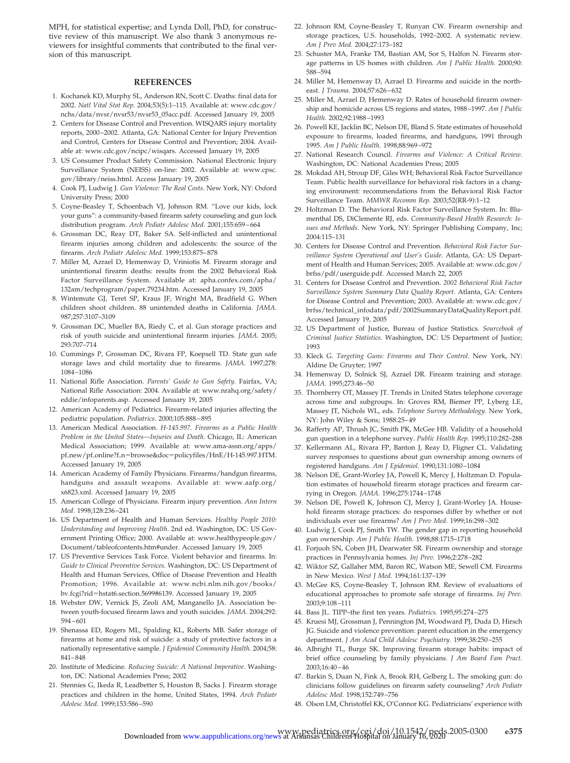MPH, for statistical expertise; and Lynda Doll, PhD, for constructive review of this manuscript. We also thank 3 anonymous reviewers for insightful comments that contributed to the final version of this manuscript.

## REFERENCES

1. Kochanek KD, Murphy SL, Anderson RN, Scott C. Deaths: final data for 2002. *Natl Vital Stat Rep*. 2004;53(5):1–115. Available at: www.cdc.gov/nchs/data/nvsr/nvsr53/nvsr53_05acc.pdf. Accessed January 19, 2005
2. Centers for Disease Control and Prevention. WISQARS injury mortality reports, 2000–2002. Atlanta, GA: National Center for Injury Prevention and Control, Centers for Disease Control and Prevention; 2004. Available at: www.cdc.gov/ncipc/wisqars. Accessed January 19, 2005
3. US Consumer Product Safety Commission. National Electronic Injury Surveillance System (NEISS) on-line: 2002. Available at: www.cpsc.gov/library/neiss.html. Access January 19, 2005
4. Cook PJ, Ludwig J. *Gun Violence: The Real Costs*. New York, NY: Oxford University Press; 2000
5. Coyne-Beasley T, Schoenbach VJ, Johnson RM. "Love our kids, lock your guns": a community-based firearm safety counseling and gun lock distribution program. *Arch Pediatr Adolesc Med*. 2001;155:659–664
6. Grossman DC, Reay DT, Baker SA. Self-inflicted and unintentional firearm injuries among children and adolescents: the source of the firearm. *Arch Pediatr Adolesc Med*. 1999;153:875–878
7. Miller M, Azrael D, Hemenway D, Vriniotis M. Firearm storage and unintentional firearm deaths: results from the 2002 Behavioral Risk Factor Surveillance System. Available at: apha.confex.com/apha/132am/techprogram/paper_79234.htm. Accessed January 19, 2005
8. Wintemute GJ, Teret SP, Kraus JF, Wright MA, Bradfield G. When children shoot children. 88 unintended deaths in California. *JAMA*. 987;257:3107–3109
9. Grossman DC, Mueller BA, Riedy C, et al. Gun storage practices and risk of youth suicide and unintentional firearm injuries. *JAMA*. 2005;293:707–714
10. Cummings P, Grossman DC, Rivara FP, Koepsell TD. State gun safe storage laws and child mortality due to firearms. *JAMA*. 1997;278:1084–1086
11. National Rifle Association. *Parents' Guide to Gun Safety*. Fairfax, VA; National Rifle Association: 2004. Available at: www.nrahq.org/safety/eddie/infoparents.asp. Accessed January 19, 2005
12. American Academy of Pediatrics. Firearm-related injuries affecting the pediatric population. *Pediatrics*. 2000;105:888–895
13. American Medical Association. *H-145.997. Firearms as a Public Health Problem in the United States—Injuries and Death*. Chicago, IL: American Medical Association; 1999. Available at: www.ama-assn.org/apps/pf_new/pf_online?f_n=browse&doc=policyfiles/HnE/H-145.997.HTM. Accessed January 19, 2005
14. American Academy of Family Physicians. Firearms/handgun firearms, handguns and assault weapons. Available at: www.aafp.org/x6823.xml. Accessed January 19, 2005
15. American College of Physicians. Firearm injury prevention. *Ann Intern Med*. 1998;128:236–241
16. US Department of Health and Human Services. *Healthy People 2010: Understanding and Improving Health*. 2nd ed. Washington, DC: US Government Printing Office; 2000. Available at: www.healthypeople.gov/Document/tableofcontents.htm#under. Accessed January 19, 2005
17. US Preventive Services Task Force. Violent behavior and firearms. In: *Guide to Clinical Preventive Services*. Washington, DC: US Department of Health and Human Services, Office of Disease Prevention and Health Promotion; 1996. Available at: www.ncbi.nlm.nih.gov/books/bv.fcgi?rid=hstat6.section.5699#6139. Accessed January 19, 2005
18. Webster DW, Vernick JS, Zeoli AM, Manganello JA. Association between youth-focused firearm laws and youth suicides. *JAMA*. 2004;292:594–601
19. Shenassa ED, Rogers ML, Spalding KL, Roberts MB. Safer storage of firearms at home and risk of suicide: a study of protective factors in a nationally representative sample. *J Epidemiol Community Health*. 2004;58:841–848
20. Institute of Medicine. *Reducing Suicide: A National Imperative*. Washington, DC: National Academies Press; 2002
21. Stennies G, Ikeda R, Leadbetter S, Houston B, Sacks J. Firearm storage practices and children in the home, United States, 1994. *Arch Pediatr Adolesc Med*. 1999;153:586–590
22. Johnson RM, Coyne-Beasley T, Runyan CW. Firearm ownership and storage practices, U.S. households, 1992–2002. A systematic review. *Am J Prev Med*. 2004;27:173–182
23. Schuster MA, Franke TM, Bastian AM, Sor S, Halfon N. Firearm storage patterns in US homes with children. *Am J Public Health*. 2000;90:588–594
24. Miller M, Hemenway D, Azrael D. Firearms and suicide in the northeast. *J Trauma*. 2004;57:626–632
25. Miller M, Azrael D, Hemenway D. Rates of household firearm ownership and homicide across US regions and states, 1988–1997. *Am J Public Health*. 2002;92:1988–1993
26. Powell KE, Jacklin BC, Nelson DE, Bland S. State estimates of household exposure to firearms, loaded firearms, and handguns, 1991 through 1995. *Am J Public Health*. 1998;88:969–972
27. National Research Council. *Firearms and Violence: A Critical Review*. Washington, DC: National Academies Press; 2005
28. Mokdad AH, Stroup DF, Giles WH; Behavioral Risk Factor Surveillance Team. Public health surveillance for behavioral risk factors in a changing environment: recommendations from the Behavioral Risk Factor Surveillance Team. *MMWR Recomm Rep*. 2003;52(RR-9):1–12
29. Holtzman D. The Behavioral Risk Factor Surveillance System. In: Blumenthal DS, DiClemente RJ, eds. *Community-Based Health Research: Issues and Methods*. New York, NY: Springer Publishing Company, Inc; 2004:115–131
30. Centers for Disease Control and Prevention. *Behavioral Risk Factor Surveillance System Operational and User's Guide*. Atlanta, GA: US Department of Health and Human Services; 2005. Available at: www.cdc.gov/brfss/pdf/userguide.pdf. Accessed March 22, 2005
31. Centers for Disease Control and Prevention. *2002 Behavioral Risk Factor Surveillance System Summary Data Quality Report*. Atlanta, GA: Centers for Disease Control and Prevention; 2003. Available at: www.cdc.gov/brfss/technical_infodata/pdf/2002SummaryDataQualityReport.pdf. Accessed January 19, 2005
32. US Department of Justice, Bureau of Justice Statistics. *Sourcebook of Criminal Justice Statistics*. Washington, DC: US Department of Justice; 1993
33. Kleck G. *Targeting Guns: Firearms and Their Control*. New York, NY: Aldine De Gruyter; 1997
34. Hemenway D, Solnick SJ, Azrael DR. Firearm training and storage. *JAMA*. 1995;273:46–50
35. Thornberry OT, Massey JT. Trends in United States telephone coverage across time and subgroups. In: Groves RM, Biemer PP, Lyberg LE, Massey JT, Nichols WL, eds. *Telephone Survey Methodology*. New York, NY: John Wiley & Sons; 1988:25–49
36. Rafferty AP, Thrush JC, Smith PK, McGee HB. Validity of a household gun question in a telephone survey. *Public Health Rep*. 1995;110:282–288
37. Kellermann AL, Rivara FP, Banton J, Reay D, Fligner CL. Validating survey responses to questions about gun ownership among owners of registered handguns. *Am J Epidemiol*. 1990;131:1080–1084
38. Nelson DE, Grant-Worley JA, Powell K, Mercy J, Holtzman D. Population estimates of household firearm storage practices and firearm carrying in Oregon. *JAMA*. 1996;275:1744–1748
39. Nelson DE, Powell K, Johnson CJ, Mercy J, Grant-Worley JA. Household firearm storage practices: do responses differ by whether or not individuals ever use firearms? *Am J Prev Med*. 1999;16:298–302
40. Ludwig J, Cook PJ, Smith TW. The gender gap in reporting household gun ownership. *Am J Public Health*. 1998;88:1715–1718
41. Forjuoh SN, Coben JH, Dearwater SR. Firearm ownership and storage practices in Pennsylvania homes. *Inj Prev*. 1996;2:278–282
42. Wiktor SZ, Gallaher MM, Baron RC, Watson ME, Sewell CM. Firearms in New Mexico. *West J Med*. 1994;161:137–139
43. McGee KS, Coyne-Beasley T, Johnson RM. Review of evaluations of educational approaches to promote safe storage of firearms. *Inj Prev*. 2003;9:108–111
44. Bass JL. TIPP–the first ten years. *Pediatrics*. 1995;95:274–275
45. Kruesi MJ, Grossman J, Pennington JM, Woodward PJ, Duda D, Hirsch JG. Suicide and violence prevention: parent education in the emergency department. *J Am Acad Child Adolesc Psychiatry*. 1999;38:250–255
46. Albright TL, Burge SK. Improving firearm storage habits: impact of brief office counseling by family physicians. *J Am Board Fam Pract*. 2003;16:40–46
47. Barkin S, Duan N, Fink A, Brook RH, Gelberg L. The smoking gun: do clinicians follow guidelines on firearm safety counseling? *Arch Pediatr Adolesc Med*. 1998;152:749–756
48. Olson LM, Christoffel KK, O'Connor KG. Pediatricians' experience with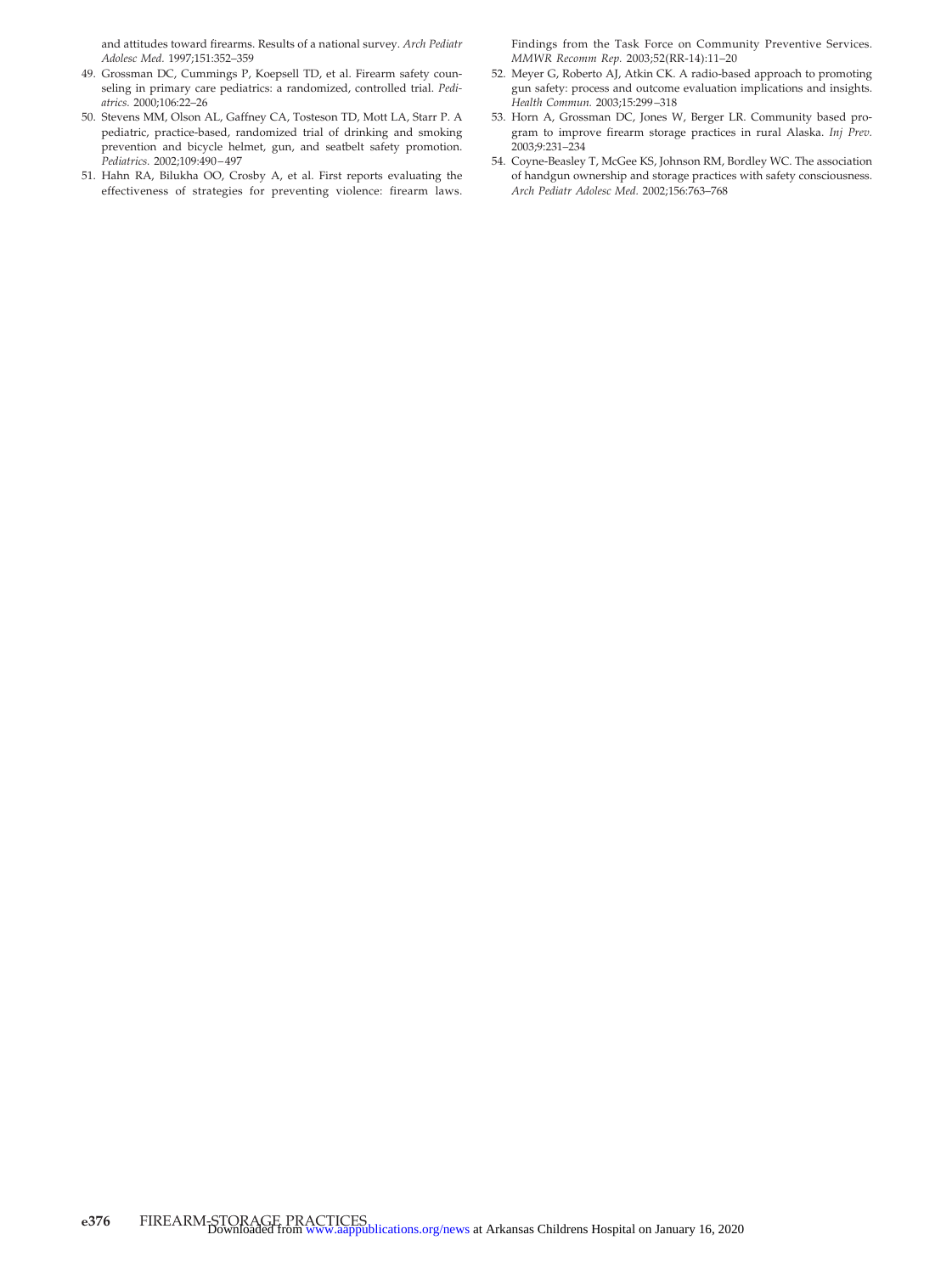and attitudes toward firearms. Results of a national survey. *Arch Pediatr Adolesc Med.* 1997;151:352–359

49. Grossman DC, Cummings P, Koepsell TD, et al. Firearm safety counseling in primary care pediatrics: a randomized, controlled trial. *Pediatrics.* 2000;106:22–26
50. Stevens MM, Olson AL, Gaffney CA, Tosteson TD, Mott LA, Starr P. A pediatric, practice-based, randomized trial of drinking and smoking prevention and bicycle helmet, gun, and seatbelt safety promotion. *Pediatrics.* 2002;109:490–497
51. Hahn RA, Bilukha OO, Crosby A, et al. First reports evaluating the effectiveness of strategies for preventing violence: firearm laws. Findings from the Task Force on Community Preventive Services. *MMWR Recomm Rep.* 2003;52(RR-14):11–20
52. Meyer G, Roberto AJ, Atkin CK. A radio-based approach to promoting gun safety: process and outcome evaluation implications and insights. *Health Commun.* 2003;15:299–318
53. Horn A, Grossman DC, Jones W, Berger LR. Community based program to improve firearm storage practices in rural Alaska. *Inj Prev.* 2003;9:231–234
54. Coyne-Beasley T, McGee KS, Johnson RM, Bordley WC. The association of handgun ownership and storage practices with safety consciousness. *Arch Pediatr Adolesc Med.* 2002;156:763–768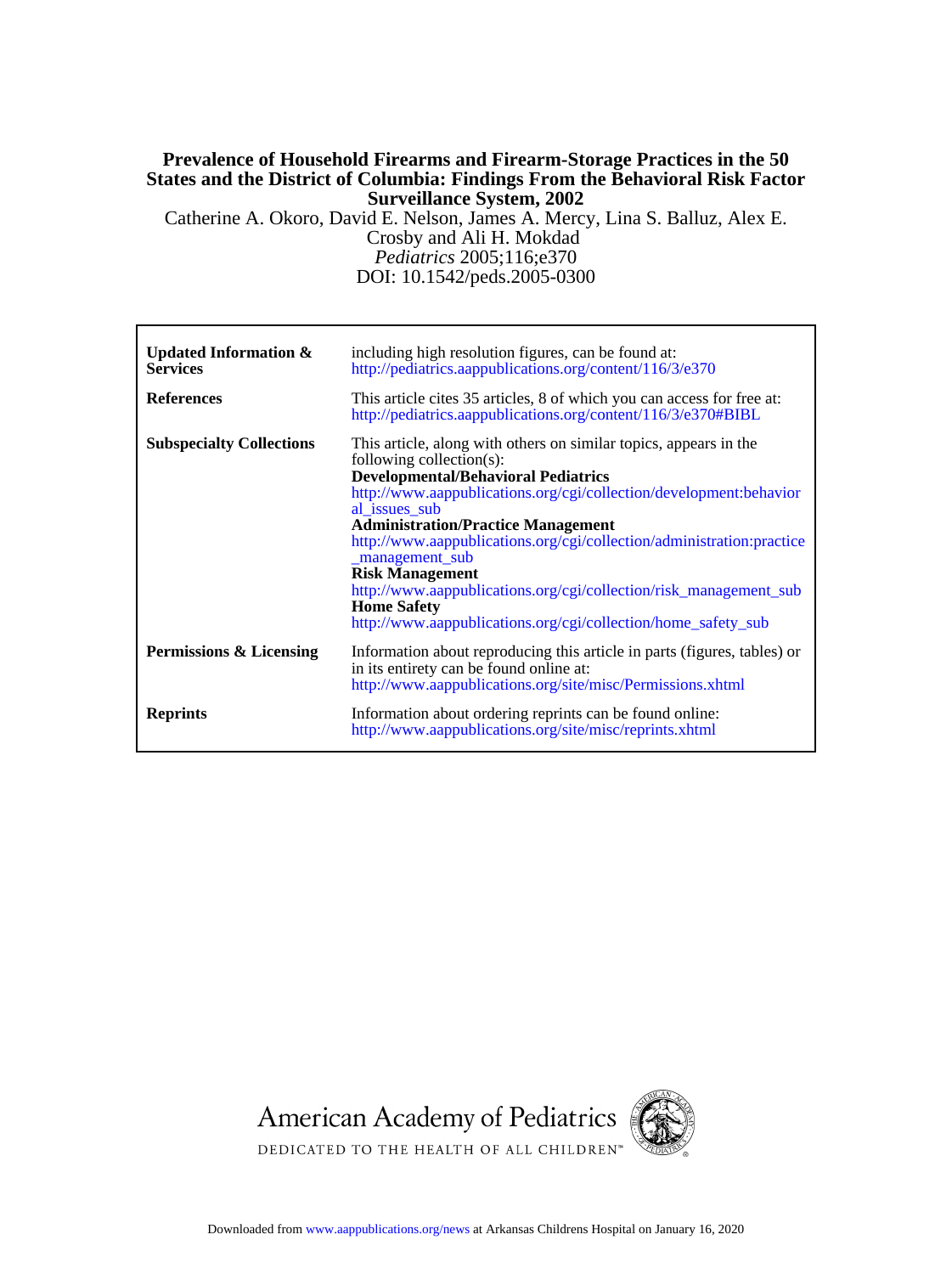**Prevalence of Household Firearms and Firearm-Storage Practices in the 50 States and the District of Columbia: Findings From the Behavioral Risk Factor Surveillance System, 2002**

Catherine A. Okoro, David E. Nelson, James A. Mercy, Lina S. Balluz, Alex E. Crosby and Ali H. Mokdad

*Pediatrics* 2005;116;e370

DOI: 10.1542/peds.2005-0300

| | |
|---|---|
| **Updated Information & Services** | including high resolution figures, can be found at: http://pediatrics.aappublications.org/content/116/3/e370 |
| **References** | This article cites 35 articles, 8 of which you can access for free at: http://pediatrics.aappublications.org/content/116/3/e370#BIBL |
| **Subspecialty Collections** | This article, along with others on similar topics, appears in the following collection(s): **Developmental/Behavioral Pediatrics** http://www.aappublications.org/cgi/collection/development:behavioral_issues_sub **Administration/Practice Management** http://www.aappublications.org/cgi/collection/administration:practice_management_sub **Risk Management** http://www.aappublications.org/cgi/collection/risk_management_sub **Home Safety** http://www.aappublications.org/cgi/collection/home_safety_sub |
| **Permissions & Licensing** | Information about reproducing this article in parts (figures, tables) or in its entirety can be found online at: http://www.aappublications.org/site/misc/Permissions.xhtml |
| **Reprints** | Information about ordering reprints can be found online: http://www.aappublications.org/site/misc/reprints.xhtml |

American Academy of Pediatrics

DEDICATED TO THE HEALTH OF ALL CHILDREN™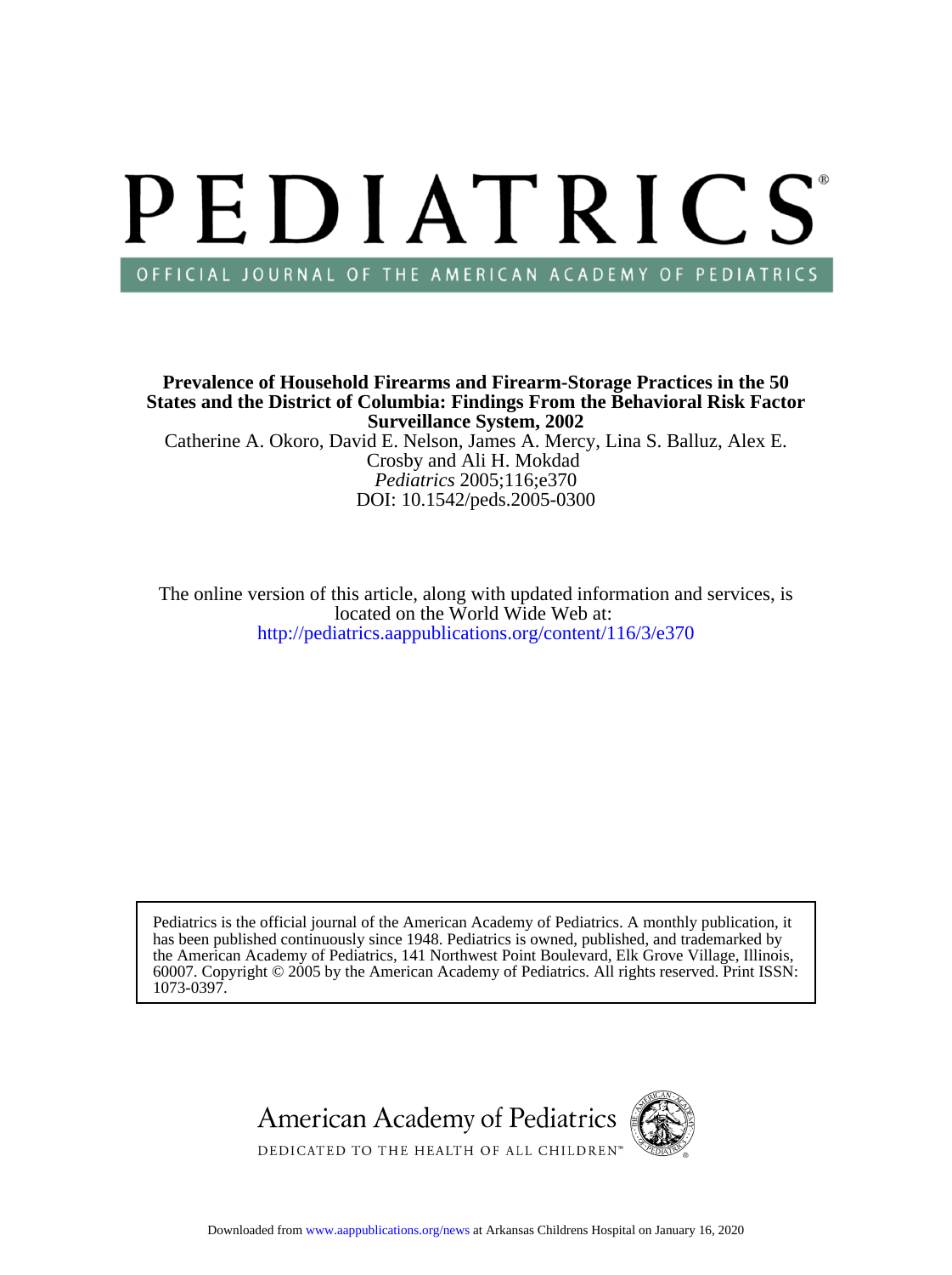# PEDIATRICS

OFFICIAL JOURNAL OF THE AMERICAN ACADEMY OF PEDIATRICS

**Prevalence of Household Firearms and Firearm-Storage Practices in the 50 States and the District of Columbia: Findings From the Behavioral Risk Factor Surveillance System, 2002**

Catherine A. Okoro, David E. Nelson, James A. Mercy, Lina S. Balluz, Alex E. Crosby and Ali H. Mokdad

*Pediatrics* 2005;116;e370

DOI: 10.1542/peds.2005-0300

The online version of this article, along with updated information and services, is located on the World Wide Web at:

http://pediatrics.aappublications.org/content/116/3/e370

Pediatrics is the official journal of the American Academy of Pediatrics. A monthly publication, it has been published continuously since 1948. Pediatrics is owned, published, and trademarked by the American Academy of Pediatrics, 141 Northwest Point Boulevard, Elk Grove Village, Illinois, 60007. Copyright © 2005 by the American Academy of Pediatrics. All rights reserved. Print ISSN: 1073-0397.

American Academy of Pediatrics

DEDICATED TO THE HEALTH OF ALL CHILDREN™